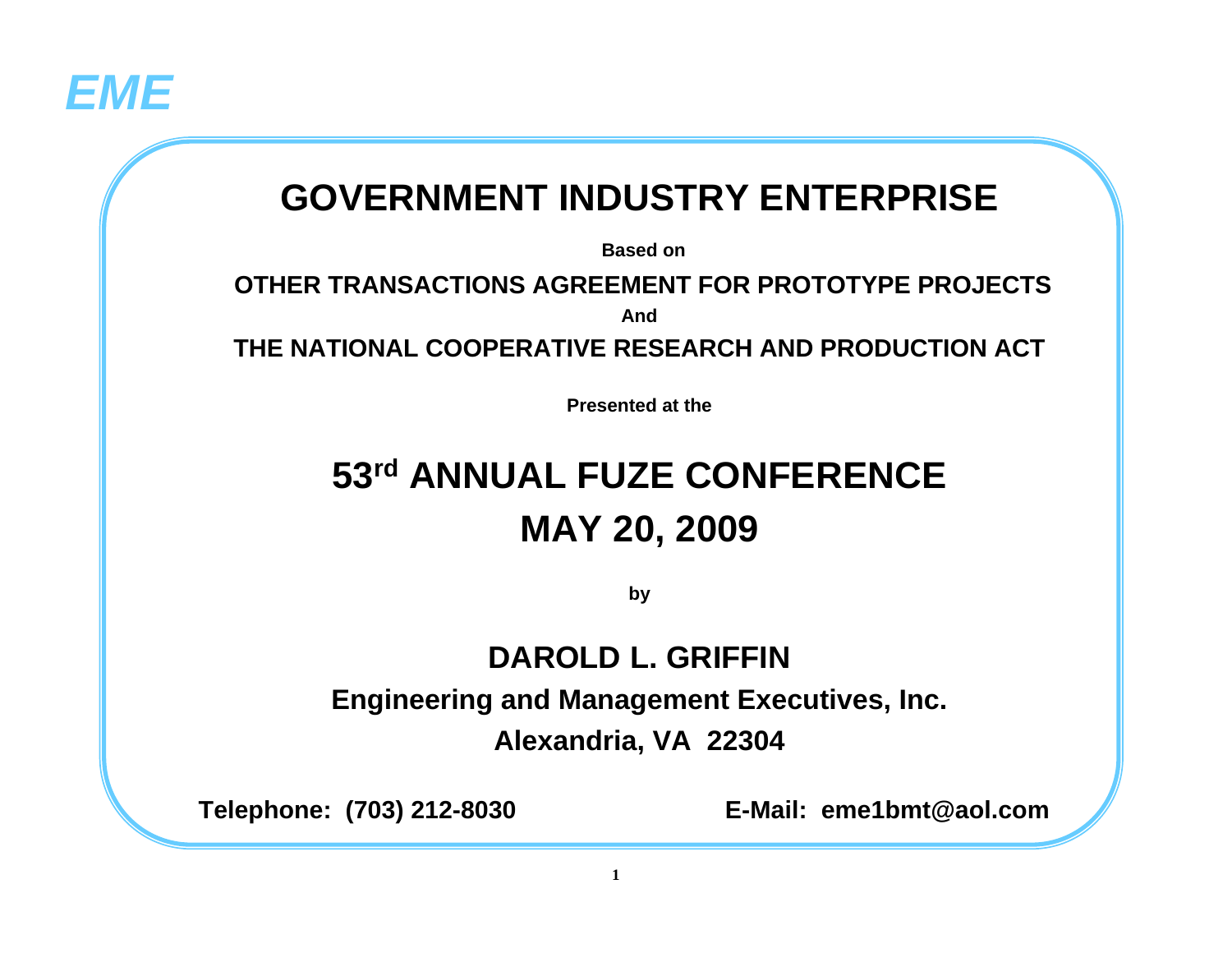*EME*

# GOVERNMENT INDUSTRY ENTERPRISE

**Based on**

**OTHER TRANSACTIONS AGREEMENT FOR PROTOTYPE PROJECTS**

**And**

**THE NATIONAL COOPERATIVE RESEARCH AND PRODUCTION ACT**

**Presented at the**

## 53rd ANNUAL FUZE CONFERENCE

## MAY 20, 2009

**by**

### DAROLD L. GRIFFIN

**Engineering and Management Executives, Inc.**

**Alexandria, VA 22304**

**Telephone: (703) 212-8030** **E-Mail: eme1bmt@aol.com**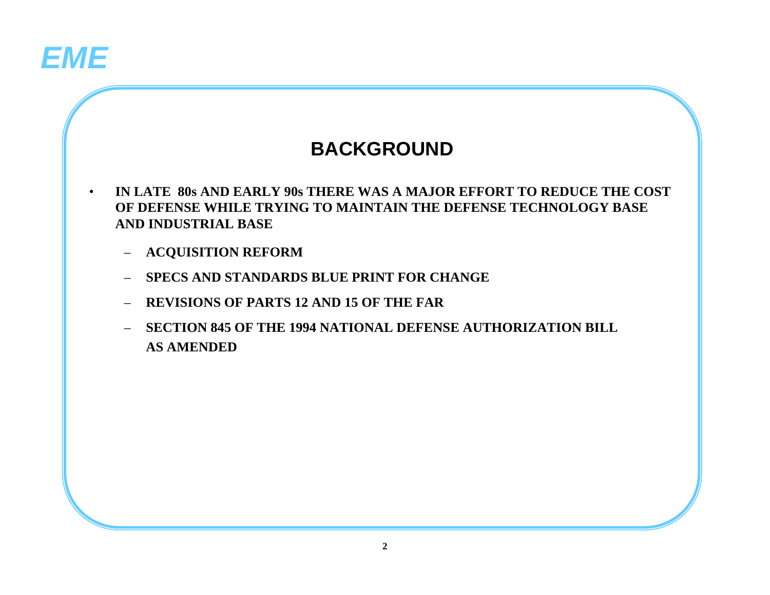# BACKGROUND

- **IN LATE 80s AND EARLY 90s THERE WAS A MAJOR EFFORT TO REDUCE THE COST OF DEFENSE WHILE TRYING TO MAINTAIN THE DEFENSE TECHNOLOGY BASE AND INDUSTRIAL BASE**
  - **ACQUISITION REFORM**
  - **SPECS AND STANDARDS BLUE PRINT FOR CHANGE**
  - **REVISIONS OF PARTS 12 AND 15 OF THE FAR**
  - **SECTION 845 OF THE 1994 NATIONAL DEFENSE AUTHORIZATION BILL AS AMENDED**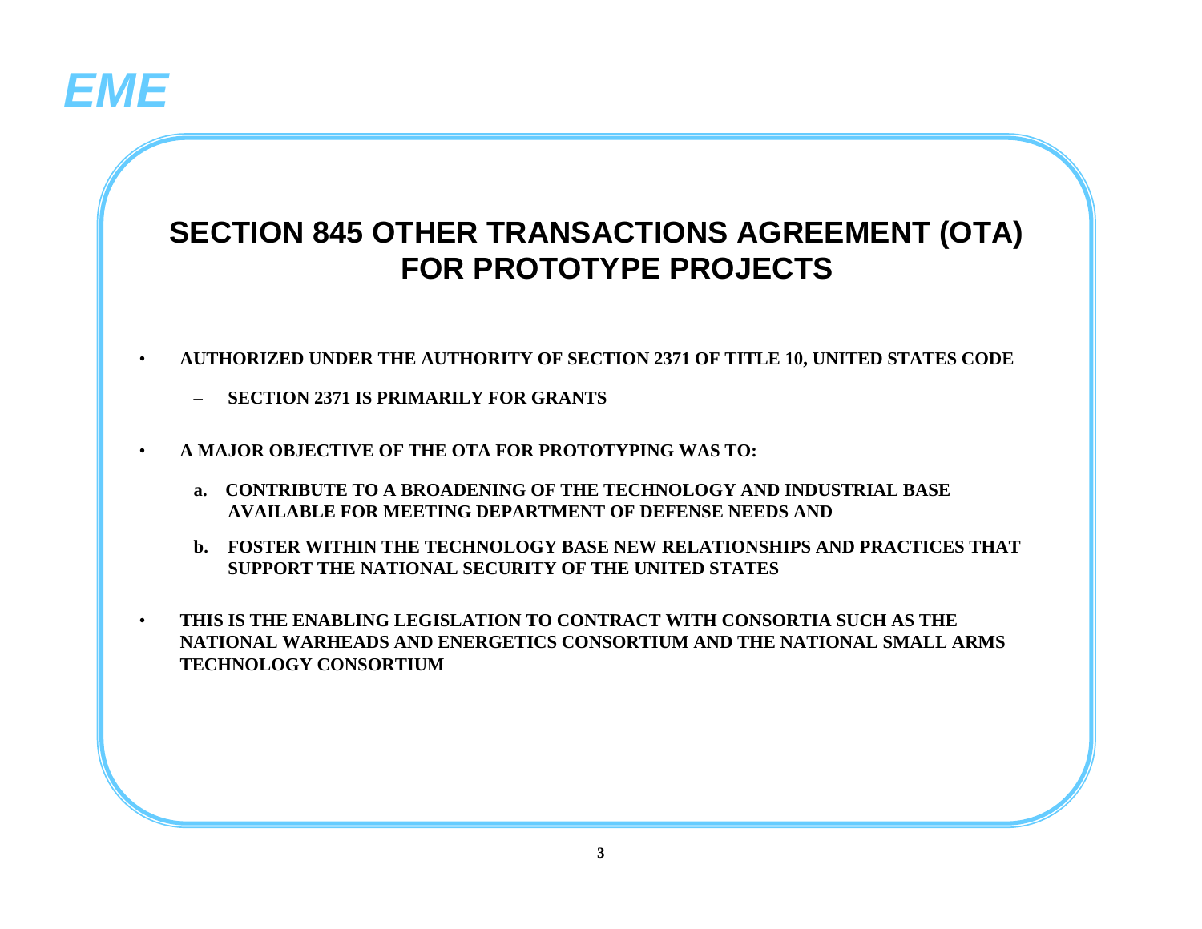# SECTION 845 OTHER TRANSACTIONS AGREEMENT (OTA) FOR PROTOTYPE PROJECTS

- **AUTHORIZED UNDER THE AUTHORITY OF SECTION 2371 OF TITLE 10, UNITED STATES CODE**
  - **SECTION 2371 IS PRIMARILY FOR GRANTS**
- **A MAJOR OBJECTIVE OF THE OTA FOR PROTOTYPING WAS TO:**

  **a. CONTRIBUTE TO A BROADENING OF THE TECHNOLOGY AND INDUSTRIAL BASE AVAILABLE FOR MEETING DEPARTMENT OF DEFENSE NEEDS AND**

  **b. FOSTER WITHIN THE TECHNOLOGY BASE NEW RELATIONSHIPS AND PRACTICES THAT SUPPORT THE NATIONAL SECURITY OF THE UNITED STATES**
- **THIS IS THE ENABLING LEGISLATION TO CONTRACT WITH CONSORTIA SUCH AS THE NATIONAL WARHEADS AND ENERGETICS CONSORTIUM AND THE NATIONAL SMALL ARMS TECHNOLOGY CONSORTIUM**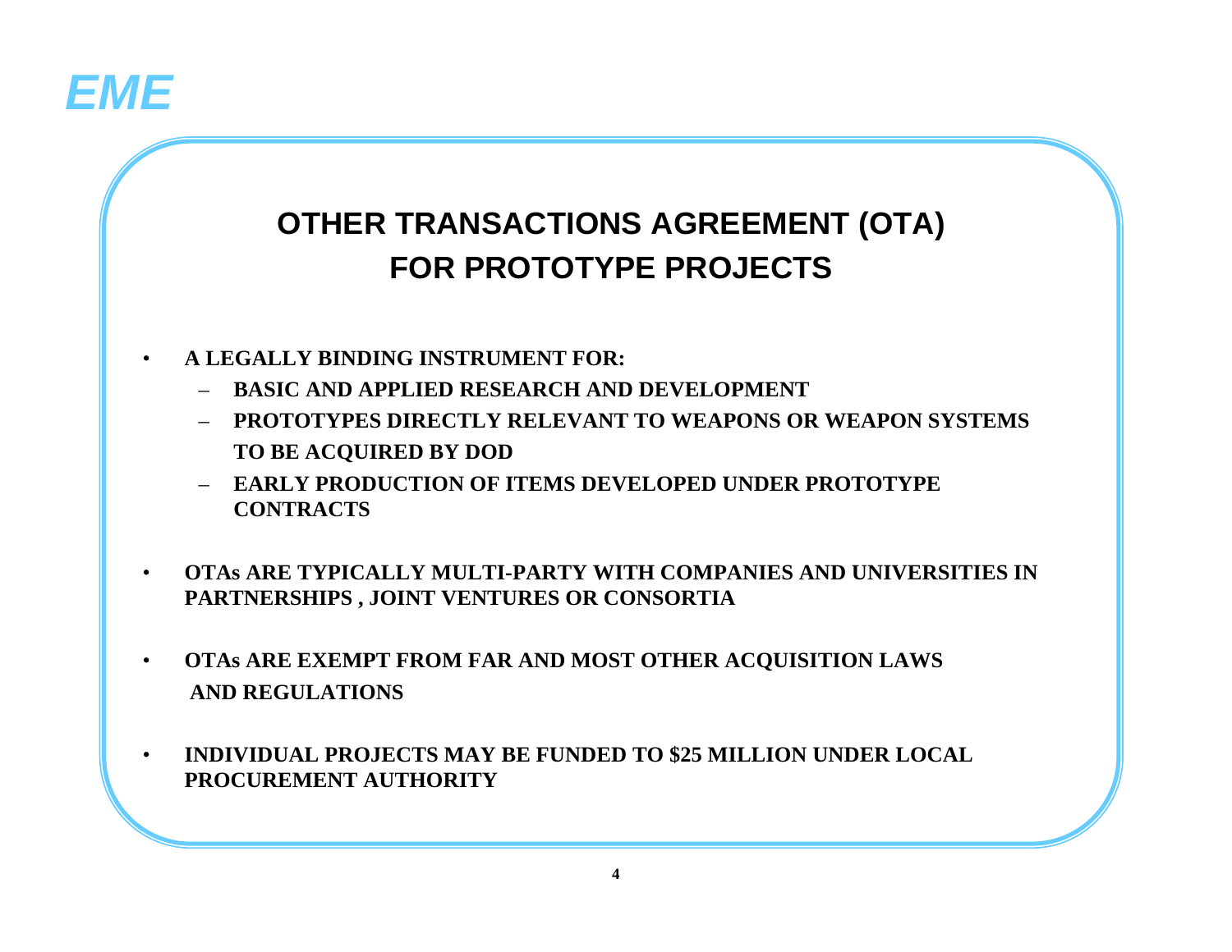*EME*

## OTHER TRANSACTIONS AGREEMENT (OTA) FOR PROTOTYPE PROJECTS

- **A LEGALLY BINDING INSTRUMENT FOR:**
  - **BASIC AND APPLIED RESEARCH AND DEVELOPMENT**
  - **PROTOTYPES DIRECTLY RELEVANT TO WEAPONS OR WEAPON SYSTEMS TO BE ACQUIRED BY DOD**
  - **EARLY PRODUCTION OF ITEMS DEVELOPED UNDER PROTOTYPE CONTRACTS**
- **OTAs ARE TYPICALLY MULTI-PARTY WITH COMPANIES AND UNIVERSITIES IN PARTNERSHIPS , JOINT VENTURES OR CONSORTIA**
- **OTAs ARE EXEMPT FROM FAR AND MOST OTHER ACQUISITION LAWS AND REGULATIONS**
- **INDIVIDUAL PROJECTS MAY BE FUNDED TO $25 MILLION UNDER LOCAL PROCUREMENT AUTHORITY**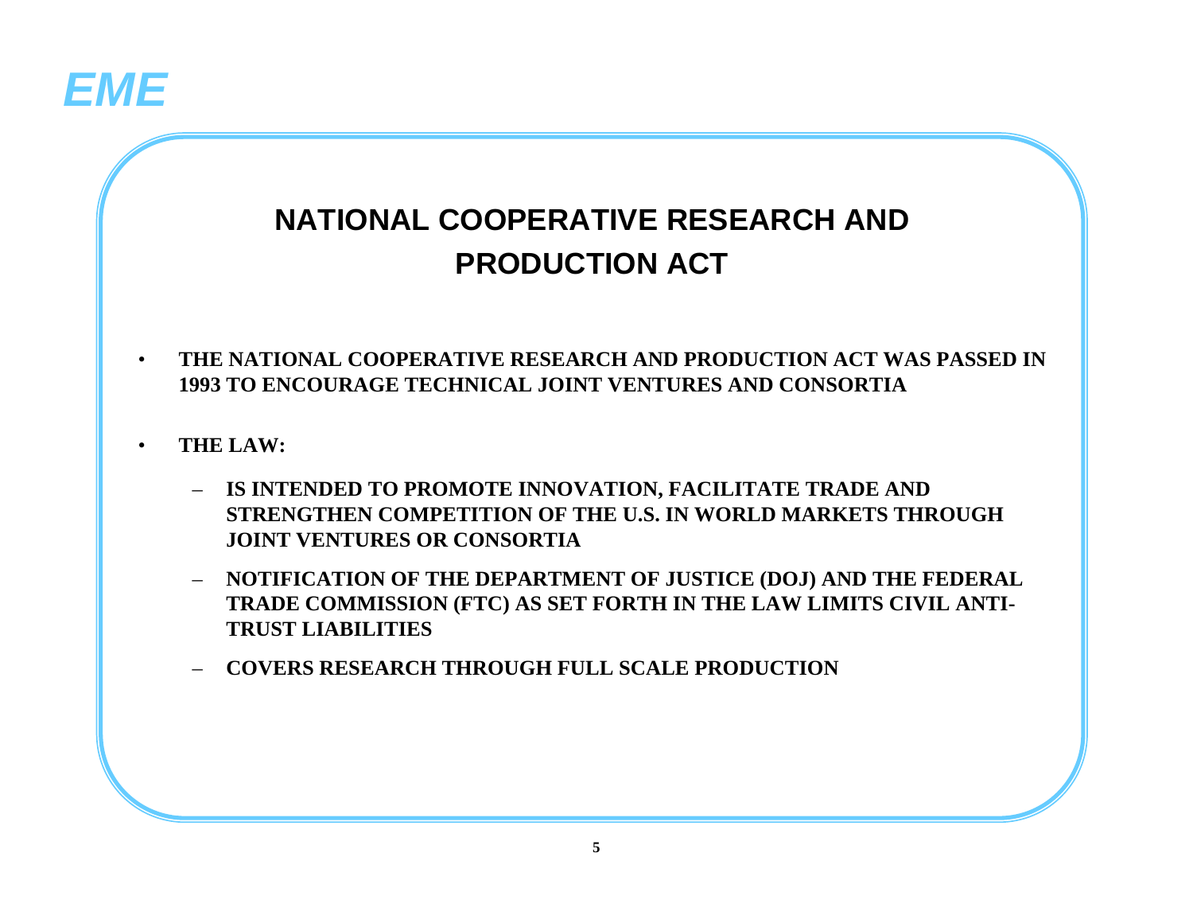# NATIONAL COOPERATIVE RESEARCH AND PRODUCTION ACT

- **THE NATIONAL COOPERATIVE RESEARCH AND PRODUCTION ACT WAS PASSED IN 1993 TO ENCOURAGE TECHNICAL JOINT VENTURES AND CONSORTIA**

- **THE LAW:**

  - **IS INTENDED TO PROMOTE INNOVATION, FACILITATE TRADE AND STRENGTHEN COMPETITION OF THE U.S. IN WORLD MARKETS THROUGH JOINT VENTURES OR CONSORTIA**

  - **NOTIFICATION OF THE DEPARTMENT OF JUSTICE (DOJ) AND THE FEDERAL TRADE COMMISSION (FTC) AS SET FORTH IN THE LAW LIMITS CIVIL ANTI-TRUST LIABILITIES**

  - **COVERS RESEARCH THROUGH FULL SCALE PRODUCTION**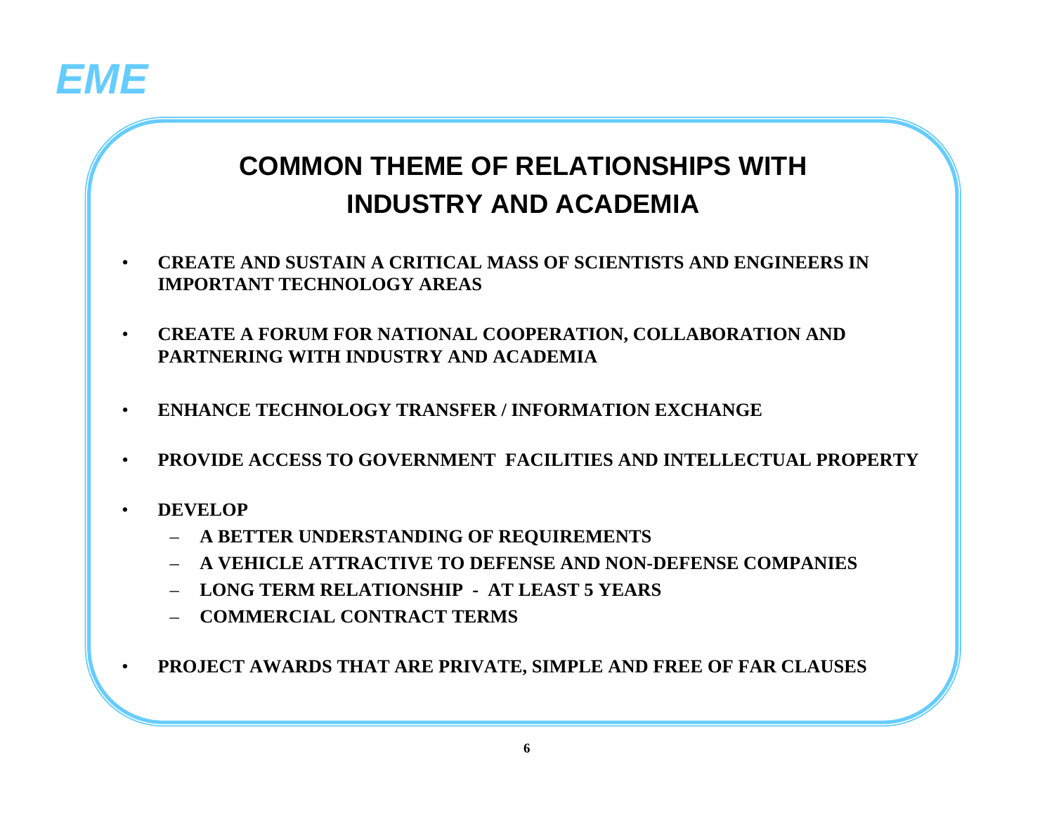EME

## COMMON THEME OF RELATIONSHIPS WITH INDUSTRY AND ACADEMIA

- **CREATE AND SUSTAIN A CRITICAL MASS OF SCIENTISTS AND ENGINEERS IN IMPORTANT TECHNOLOGY AREAS**
- **CREATE A FORUM FOR NATIONAL COOPERATION, COLLABORATION AND PARTNERING WITH INDUSTRY AND ACADEMIA**
- **ENHANCE TECHNOLOGY TRANSFER / INFORMATION EXCHANGE**
- **PROVIDE ACCESS TO GOVERNMENT FACILITIES AND INTELLECTUAL PROPERTY**
- **DEVELOP**
  - **A BETTER UNDERSTANDING OF REQUIREMENTS**
  - **A VEHICLE ATTRACTIVE TO DEFENSE AND NON-DEFENSE COMPANIES**
  - **LONG TERM RELATIONSHIP - AT LEAST 5 YEARS**
  - **COMMERCIAL CONTRACT TERMS**
- **PROJECT AWARDS THAT ARE PRIVATE, SIMPLE AND FREE OF FAR CLAUSES**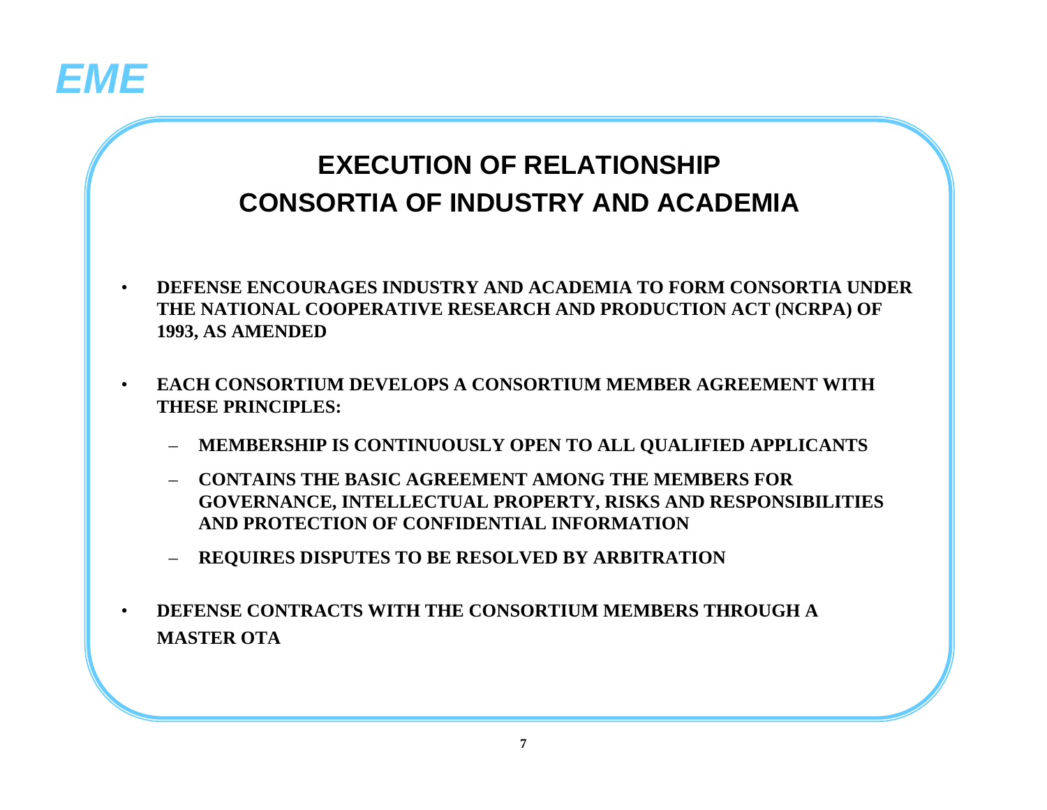*EME*

## EXECUTION OF RELATIONSHIP
## CONSORTIA OF INDUSTRY AND ACADEMIA

- **DEFENSE ENCOURAGES INDUSTRY AND ACADEMIA TO FORM CONSORTIA UNDER THE NATIONAL COOPERATIVE RESEARCH AND PRODUCTION ACT (NCRPA) OF 1993, AS AMENDED**
- **EACH CONSORTIUM DEVELOPS A CONSORTIUM MEMBER AGREEMENT WITH THESE PRINCIPLES:**
  - **MEMBERSHIP IS CONTINUOUSLY OPEN TO ALL QUALIFIED APPLICANTS**
  - **CONTAINS THE BASIC AGREEMENT AMONG THE MEMBERS FOR GOVERNANCE, INTELLECTUAL PROPERTY, RISKS AND RESPONSIBILITIES AND PROTECTION OF CONFIDENTIAL INFORMATION**
  - **REQUIRES DISPUTES TO BE RESOLVED BY ARBITRATION**
- **DEFENSE CONTRACTS WITH THE CONSORTIUM MEMBERS THROUGH A MASTER OTA**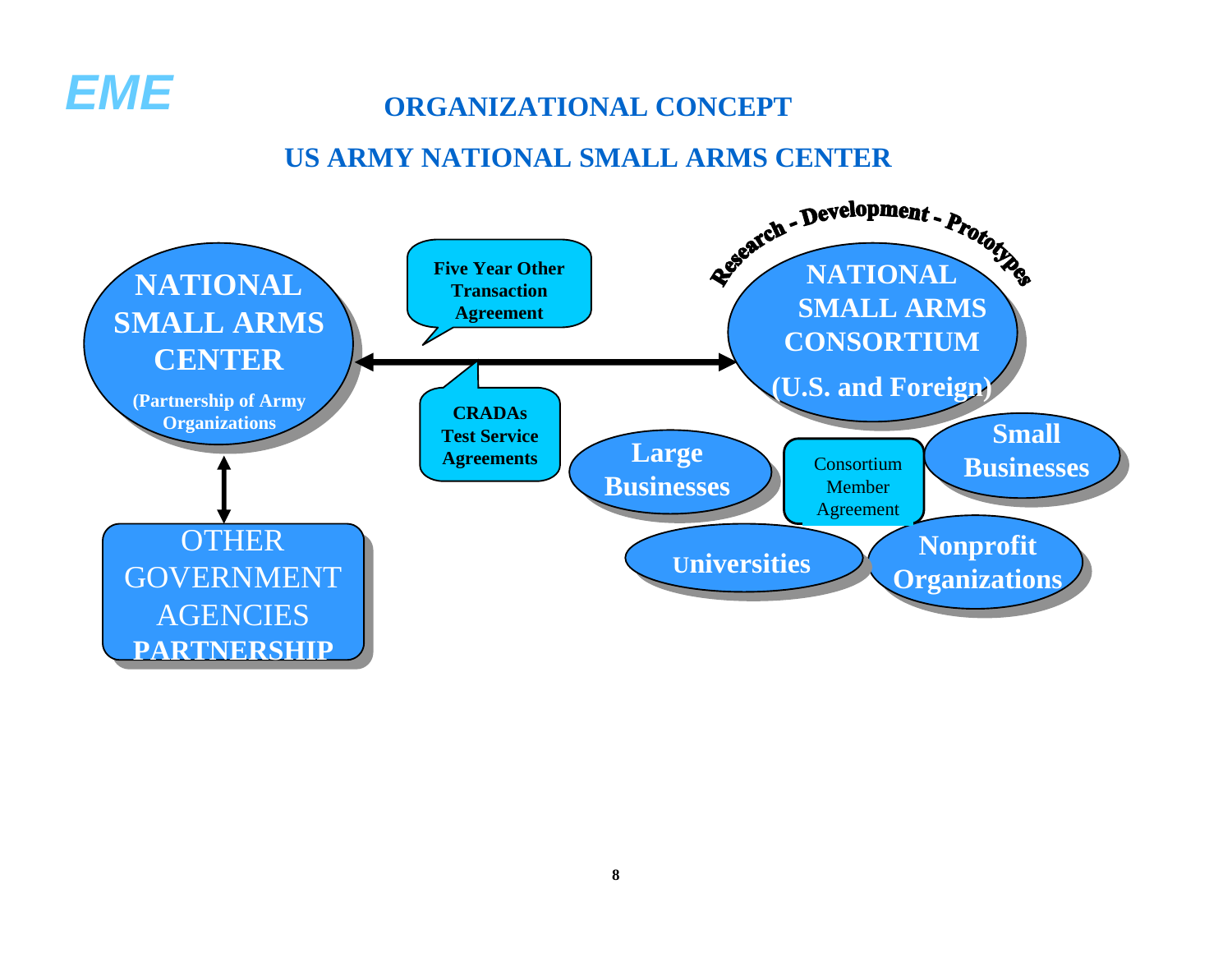EME

# ORGANIZATIONAL CONCEPT

## US ARMY NATIONAL SMALL ARMS CENTER

**NATIONAL SMALL ARMS CENTER**
**(Partnership of Army Organizations)**

**Five Year Other Transaction Agreement**

**CRADAs Test Service Agreements**

Research - Development - Prototypes

**NATIONAL SMALL ARMS CONSORTIUM**
**(U.S. and Foreign)**

**Large Businesses**

Consortium Member Agreement

**Small Businesses**

**Universities**

**Nonprofit Organizations**

OTHER GOVERNMENT AGENCIES **PARTNERSHIP**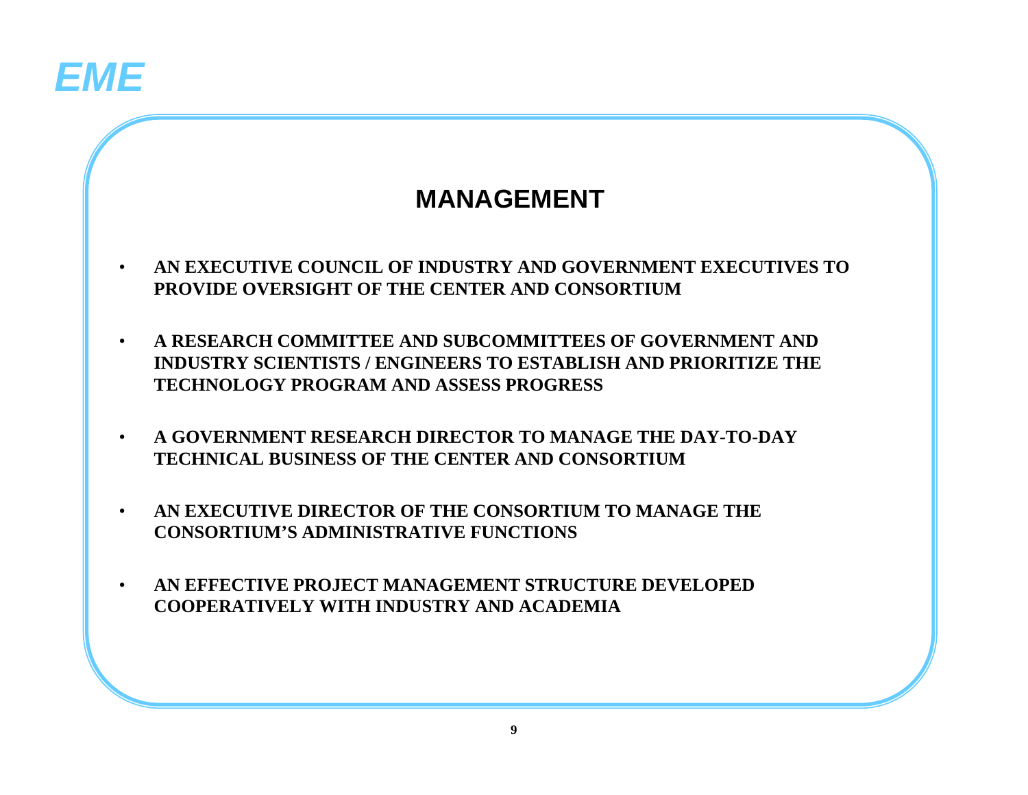## MANAGEMENT

- **AN EXECUTIVE COUNCIL OF INDUSTRY AND GOVERNMENT EXECUTIVES TO PROVIDE OVERSIGHT OF THE CENTER AND CONSORTIUM**
- **A RESEARCH COMMITTEE AND SUBCOMMITTEES OF GOVERNMENT AND INDUSTRY SCIENTISTS / ENGINEERS TO ESTABLISH AND PRIORITIZE THE TECHNOLOGY PROGRAM AND ASSESS PROGRESS**
- **A GOVERNMENT RESEARCH DIRECTOR TO MANAGE THE DAY-TO-DAY TECHNICAL BUSINESS OF THE CENTER AND CONSORTIUM**
- **AN EXECUTIVE DIRECTOR OF THE CONSORTIUM TO MANAGE THE CONSORTIUM'S ADMINISTRATIVE FUNCTIONS**
- **AN EFFECTIVE PROJECT MANAGEMENT STRUCTURE DEVELOPED COOPERATIVELY WITH INDUSTRY AND ACADEMIA**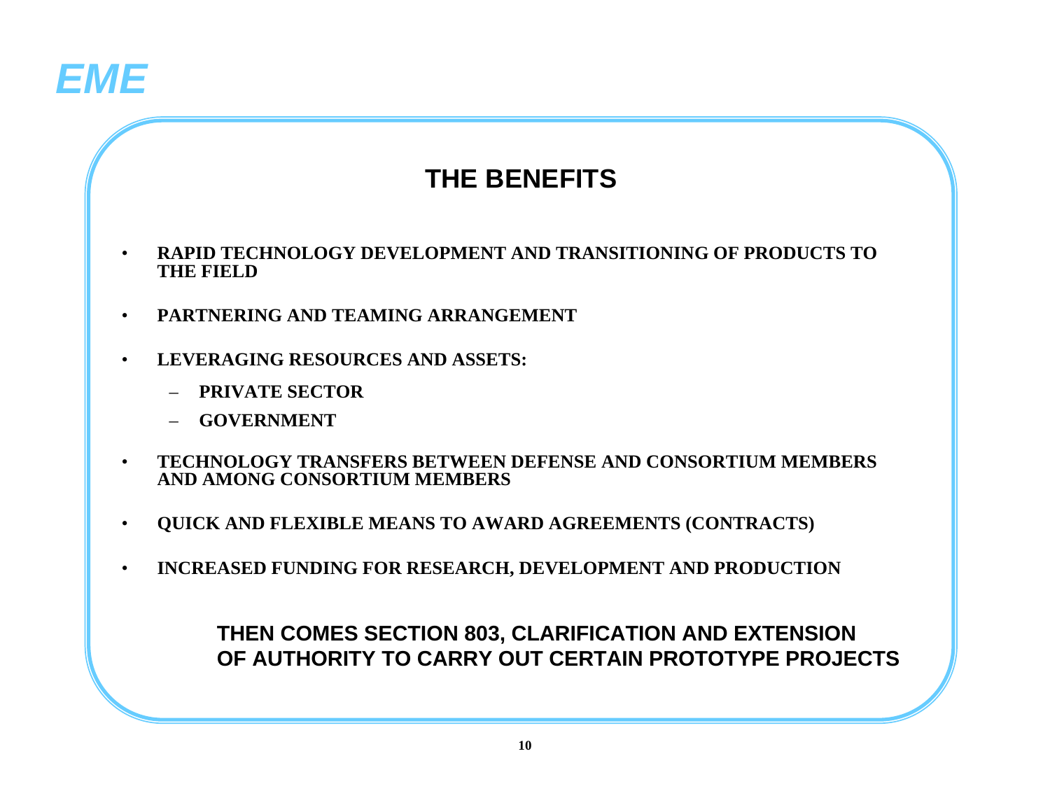*EME*

## THE BENEFITS

- **RAPID TECHNOLOGY DEVELOPMENT AND TRANSITIONING OF PRODUCTS TO THE FIELD**
- **PARTNERING AND TEAMING ARRANGEMENT**
- **LEVERAGING RESOURCES AND ASSETS:**
  - **PRIVATE SECTOR**
  - **GOVERNMENT**
- **TECHNOLOGY TRANSFERS BETWEEN DEFENSE AND CONSORTIUM MEMBERS AND AMONG CONSORTIUM MEMBERS**
- **QUICK AND FLEXIBLE MEANS TO AWARD AGREEMENTS (CONTRACTS)**
- **INCREASED FUNDING FOR RESEARCH, DEVELOPMENT AND PRODUCTION**

**THEN COMES SECTION 803, CLARIFICATION AND EXTENSION OF AUTHORITY TO CARRY OUT CERTAIN PROTOTYPE PROJECTS**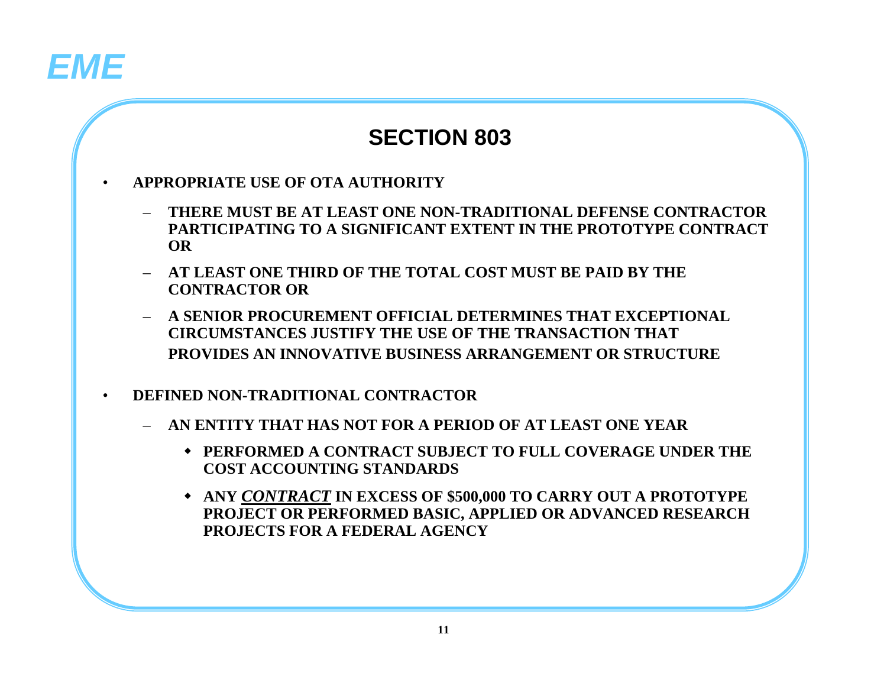*EME*

## SECTION 803

- **APPROPRIATE USE OF OTA AUTHORITY**
  - **THERE MUST BE AT LEAST ONE NON-TRADITIONAL DEFENSE CONTRACTOR PARTICIPATING TO A SIGNIFICANT EXTENT IN THE PROTOTYPE CONTRACT OR**
  - **AT LEAST ONE THIRD OF THE TOTAL COST MUST BE PAID BY THE CONTRACTOR OR**
  - **A SENIOR PROCUREMENT OFFICIAL DETERMINES THAT EXCEPTIONAL CIRCUMSTANCES JUSTIFY THE USE OF THE TRANSACTION THAT PROVIDES AN INNOVATIVE BUSINESS ARRANGEMENT OR STRUCTURE**

- **DEFINED NON-TRADITIONAL CONTRACTOR**
  - **AN ENTITY THAT HAS NOT FOR A PERIOD OF AT LEAST ONE YEAR**
    - **PERFORMED A CONTRACT SUBJECT TO FULL COVERAGE UNDER THE COST ACCOUNTING STANDARDS**
    - **ANY <u>*CONTRACT*</u> IN EXCESS OF $500,000 TO CARRY OUT A PROTOTYPE PROJECT OR PERFORMED BASIC, APPLIED OR ADVANCED RESEARCH PROJECTS FOR A FEDERAL AGENCY**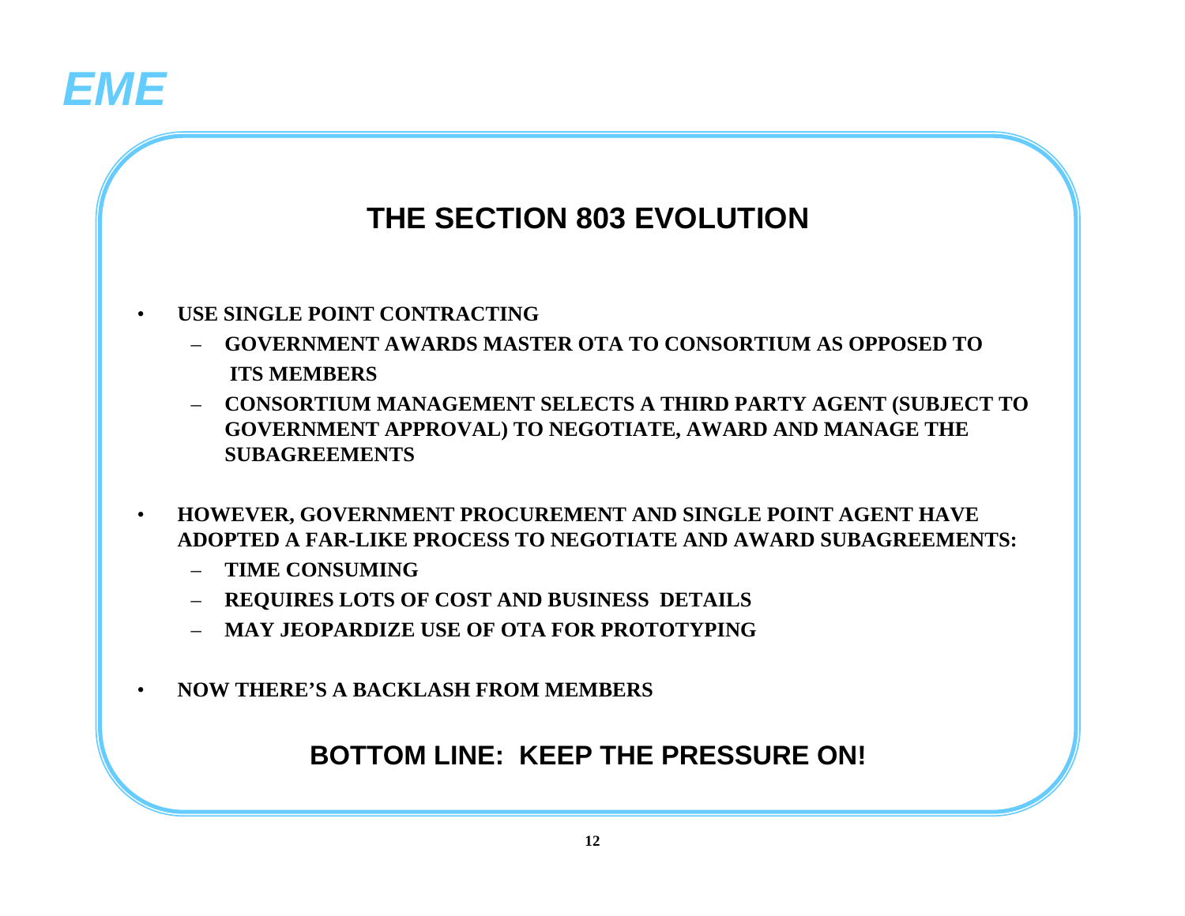# THE SECTION 803 EVOLUTION

- **USE SINGLE POINT CONTRACTING**
  - **GOVERNMENT AWARDS MASTER OTA TO CONSORTIUM AS OPPOSED TO ITS MEMBERS**
  - **CONSORTIUM MANAGEMENT SELECTS A THIRD PARTY AGENT (SUBJECT TO GOVERNMENT APPROVAL) TO NEGOTIATE, AWARD AND MANAGE THE SUBAGREEMENTS**

- **HOWEVER, GOVERNMENT PROCUREMENT AND SINGLE POINT AGENT HAVE ADOPTED A FAR-LIKE PROCESS TO NEGOTIATE AND AWARD SUBAGREEMENTS:**
  - **TIME CONSUMING**
  - **REQUIRES LOTS OF COST AND BUSINESS DETAILS**
  - **MAY JEOPARDIZE USE OF OTA FOR PROTOTYPING**

- **NOW THERE'S A BACKLASH FROM MEMBERS**

**BOTTOM LINE: KEEP THE PRESSURE ON!**